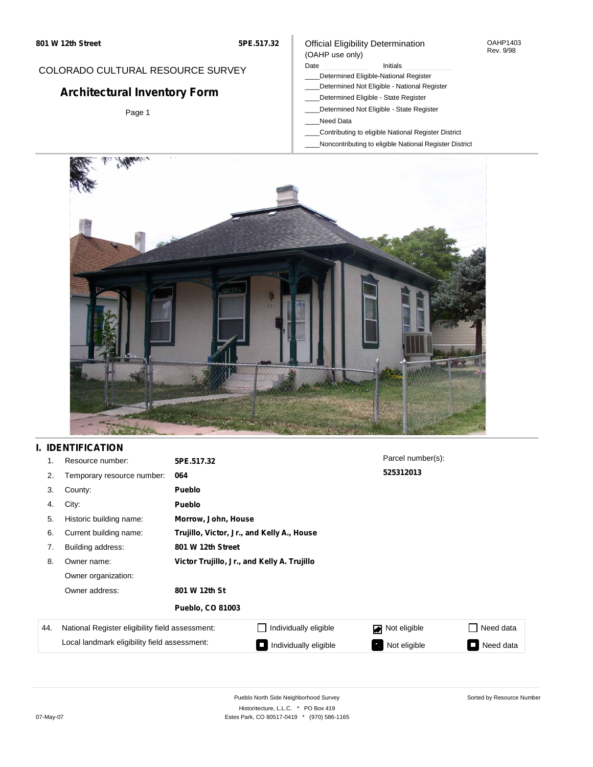801 W 12th Street

5PE.517.32

COLORADO CULTURAL RESOURCE SURVEY

# Architectural Inventory Form

Official Eligibility Determination
(OAHP use only)

OAHP1403
Rev. 9/98

Date ____________ Initials ____________

____Determined Eligible-National Register
____Determined Not Eligible - National Register
____Determined Eligible - State Register
____Determined Not Eligible - State Register
____Need Data
____Contributing to eligible National Register District
____Noncontributing to eligible National Register District

## I. IDENTIFICATION

| | | |
|---|---|---|
| 1. | Resource number: | **5PE.517.32** |
| 2. | Temporary resource number: | **064** |
| 3. | County: | **Pueblo** |
| 4. | City: | **Pueblo** |
| 5. | Historic building name: | **Morrow, John, House** |
| 6. | Current building name: | **Trujillo, Victor, Jr., and Kelly A., House** |
| 7. | Building address: | **801 W 12th Street** |
| 8. | Owner name: | **Victor Trujillo, Jr., and Kelly A. Trujillo** |
| | Owner organization: | |
| | Owner address: | **801 W 12th St** |
| | | **Pueblo, CO 81003** |

Parcel number(s):
**525312013**

| 44. | National Register eligibility field assessment: | ☐ Individually eligible | ☑ Not eligible | ☐ Need data |
|---|---|---|---|---|
| | Local landmark eligibility field assessment: | ☐ Individually eligible | ☑ Not eligible | ☐ Need data |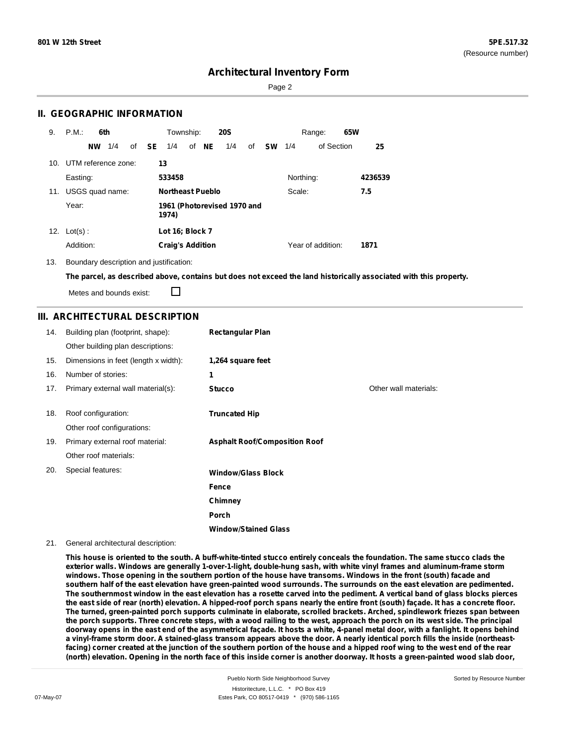## II. GEOGRAPHIC INFORMATION

9. P.M.: **6th** Township: **20S** Range: **65W**

**NW** 1/4 of **SE** 1/4 of **NE** 1/4 of **SW** 1/4 of Section **25**

10. UTM reference zone: **13**

Easting: **533458** Northing: **4236539**

11. USGS quad name: **Northeast Pueblo** Scale: **7.5**

Year: **1961 (Photorevised 1970 and 1974)**

12. Lot(s) : **Lot 16; Block 7**

Addition: **Craig's Addition** Year of addition: **1871**

13. Boundary description and justification:

**The parcel, as described above, contains but does not exceed the land historically associated with this property.**

Metes and bounds exist: ☐

## III. ARCHITECTURAL DESCRIPTION

| | | | |
|---|---|---|---|
| 14. | Building plan (footprint, shape): | **Rectangular Plan** | |
| | Other building plan descriptions: | | |
| 15. | Dimensions in feet (length x width): | **1,264 square feet** | |
| 16. | Number of stories: | **1** | |
| 17. | Primary external wall material(s): | **Stucco** | Other wall materials: |
| 18. | Roof configuration: | **Truncated Hip** | |
| | Other roof configurations: | | |
| 19. | Primary external roof material: | **Asphalt Roof/Composition Roof** | |
| | Other roof materials: | | |
| 20. | Special features: | **Window/Glass Block** | |
| | | **Fence** | |
| | | **Chimney** | |
| | | **Porch** | |
| | | **Window/Stained Glass** | |

21. General architectural description:

**This house is oriented to the south. A buff-white-tinted stucco entirely conceals the foundation. The same stucco clads the exterior walls. Windows are generally 1-over-1-light, double-hung sash, with white vinyl frames and aluminum-frame storm windows. Those opening in the southern portion of the house have transoms. Windows in the front (south) facade and southern half of the east elevation have green-painted wood surrounds. The surrounds on the east elevation are pedimented. The southernmost window in the east elevation has a rosette carved into the pediment. A vertical band of glass blocks pierces the east side of rear (north) elevation. A hipped-roof porch spans nearly the entire front (south) façade. It has a concrete floor. The turned, green-painted porch supports culminate in elaborate, scrolled brackets. Arched, spindlework friezes span between the porch supports. Three concrete steps, with a wood railing to the west, approach the porch on its west side. The principal doorway opens in the east end of the asymmetrical façade. It hosts a white, 4-panel metal door, with a fanlight. It opens behind a vinyl-frame storm door. A stained-glass transom appears above the door. A nearly identical porch fills the inside (northeast-facing) corner created at the junction of the southern portion of the house and a hipped roof wing to the west end of the rear (north) elevation. Opening in the north face of this inside corner is another doorway. It hosts a green-painted wood slab door,**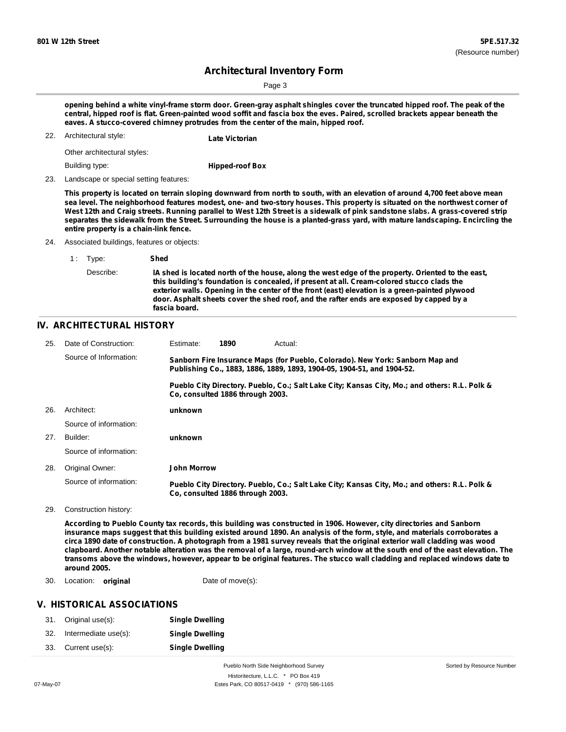**opening behind a white vinyl-frame storm door. Green-gray asphalt shingles cover the truncated hipped roof. The peak of the central, hipped roof is flat. Green-painted wood soffit and fascia box the eves. Paired, scrolled brackets appear beneath the eaves. A stucco-covered chimney protrudes from the center of the main, hipped roof.**

22. Architectual style: **Late Victorian**

    Other architectural styles:

    Building type: **Hipped-roof Box**

23. Landscape or special setting features:

**This property is located on terrain sloping downward from north to south, with an elevation of around 4,700 feet above mean sea level. The neighborhood features modest, one- and two-story houses. This property is situated on the northwest corner of West 12th and Craig streets. Running parallel to West 12th Street is a sidewalk of pink sandstone slabs. A grass-covered strip separates the sidewalk from the Street. Surrounding the house is a planted-grass yard, with mature landscaping. Encircling the entire property is a chain-link fence.**

24. Associated buildings, features or objects:

    1 : Type: **Shed**

    Describe: **IA shed is located north of the house, along the west edge of the property. Oriented to the east, this building's foundation is concealed, if present at all. Cream-colored stucco clads the exterior walls. Opening in the center of the front (east) elevation is a green-painted plywood door. Asphalt sheets cover the shed roof, and the rafter ends are exposed by capped by a fascia board.**

## IV. ARCHITECTURAL HISTORY

25. Date of Construction: Estimate: **1890** Actual:

    Source of Information: **Sanborn Fire Insurance Maps (for Pueblo, Colorado). New York: Sanborn Map and Publishing Co., 1883, 1886, 1889, 1893, 1904-05, 1904-51, and 1904-52.**

    **Pueblo City Directory. Pueblo, Co.; Salt Lake City; Kansas City, Mo.; and others: R.L. Polk & Co, consulted 1886 through 2003.**

26. Architect: **unknown**

    Source of information:

27. Builder: **unknown**

    Source of information:

28. Original Owner: **John Morrow**

    Source of information: **Pueblo City Directory. Pueblo, Co.; Salt Lake City; Kansas City, Mo.; and others: R.L. Polk & Co, consulted 1886 through 2003.**

29. Construction history:

**According to Pueblo County tax records, this building was constructed in 1906. However, city directories and Sanborn insurance maps suggest that this building existed around 1890. An analysis of the form, style, and materials corroborates a circa 1890 date of construction. A photograph from a 1981 survey reveals that the original exterior wall cladding was wood clapboard. Another notable alteration was the removal of a large, round-arch window at the south end of the east elevation. The transoms above the windows, however, appear to be original features. The stucco wall cladding and replaced windows date to around 2005.**

30. Location: **original** Date of move(s):

## V. HISTORICAL ASSOCIATIONS

31. Original use(s): **Single Dwelling**
32. Intermediate use(s): **Single Dwelling**
33. Current use(s): **Single Dwelling**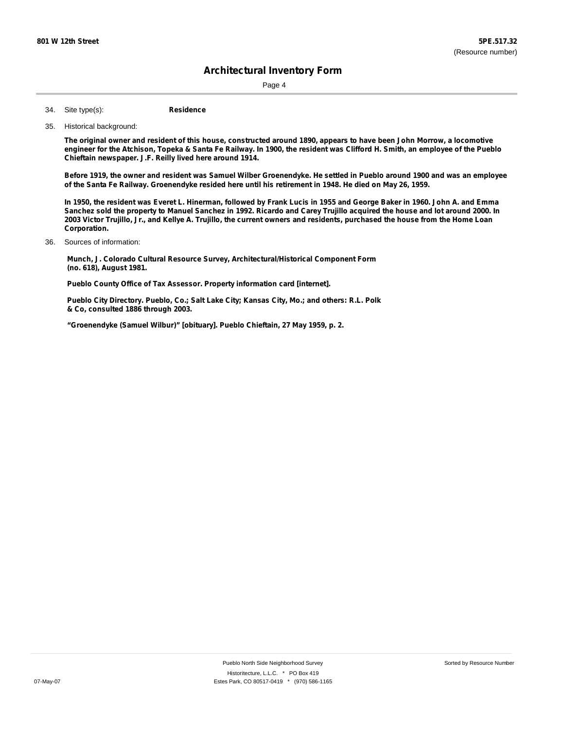34. Site type(s): **Residence**

35. Historical background:

**The original owner and resident of this house, constructed around 1890, appears to have been John Morrow, a locomotive engineer for the Atchison, Topeka & Santa Fe Railway. In 1900, the resident was Clifford H. Smith, an employee of the Pueblo Chieftain newspaper. J.F. Reilly lived here around 1914.**

**Before 1919, the owner and resident was Samuel Wilber Groenendyke. He settled in Pueblo around 1900 and was an employee of the Santa Fe Railway. Groenendyke resided here until his retirement in 1948. He died on May 26, 1959.**

**In 1950, the resident was Everet L. Hinerman, followed by Frank Lucis in 1955 and George Baker in 1960. John A. and Emma Sanchez sold the property to Manuel Sanchez in 1992. Ricardo and Carey Trujillo acquired the house and lot around 2000. In 2003 Victor Trujillo, Jr., and Kellye A. Trujillo, the current owners and residents, purchased the house from the Home Loan Corporation.**

36. Sources of information:

**Munch, J. Colorado Cultural Resource Survey, Architectural/Historical Component Form (no. 618), August 1981.**

**Pueblo County Office of Tax Assessor. Property information card [internet].**

**Pueblo City Directory. Pueblo, Co.; Salt Lake City; Kansas City, Mo.; and others: R.L. Polk & Co, consulted 1886 through 2003.**

**"Groenendyke (Samuel Wilbur)" [obituary]. Pueblo Chieftain, 27 May 1959, p. 2.**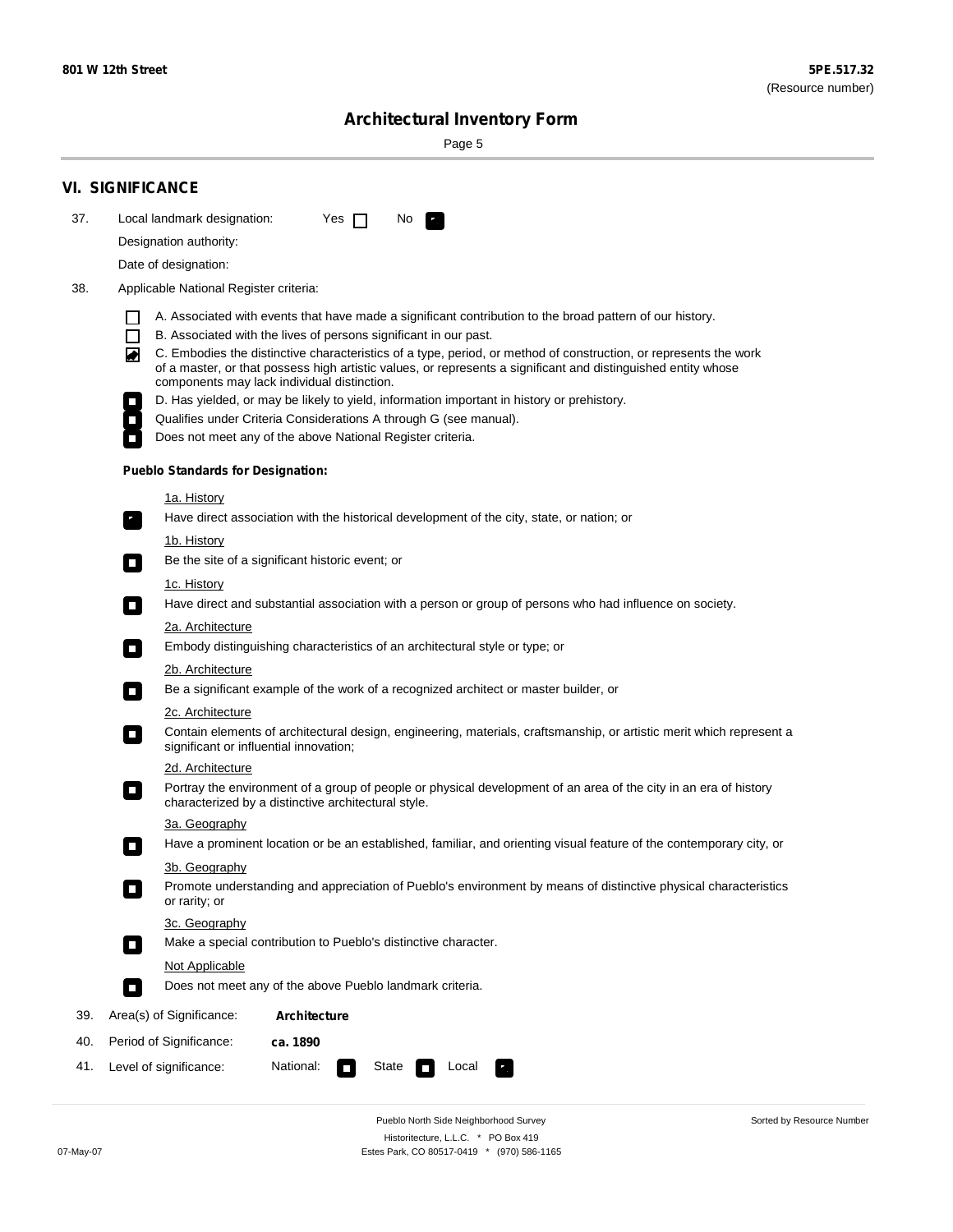## VI. SIGNIFICANCE

37. Local landmark designation: Yes ☐ No ☑

Designation authority:

Date of designation:

38. Applicable National Register criteria:

- ☐ A. Associated with events that have made a significant contribution to the broad pattern of our history.
- ☐ B. Associated with the lives of persons significant in our past.
- ☑ C. Embodies the distinctive characteristics of a type, period, or method of construction, or represents the work of a master, or that possess high artistic values, or represents a significant and distinguished entity whose components may lack individual distinction.
- ☐ D. Has yielded, or may be likely to yield, information important in history or prehistory.
- ☐ Qualifies under Criteria Considerations A through G (see manual).
- ☐ Does not meet any of the above National Register criteria.

**Pueblo Standards for Designation:**

1a. History

☑ Have direct association with the historical development of the city, state, or nation; or

1b. History

☐ Be the site of a significant historic event; or

1c. History

☐ Have direct and substantial association with a person or group of persons who had influence on society.

2a. Architecture

☐ Embody distinguishing characteristics of an architectural style or type; or

2b. Architecture

☐ Be a significant example of the work of a recognized architect or master builder, or

2c. Architecture

☐ Contain elements of architectural design, engineering, materials, craftsmanship, or artistic merit which represent a significant or influential innovation;

2d. Architecture

☐ Portray the environment of a group of people or physical development of an area of the city in an era of history characterized by a distinctive architectural style.

3a. Geography

☐ Have a prominent location or be an established, familiar, and orienting visual feature of the contemporary city, or

3b. Geography

☐ Promote understanding and appreciation of Pueblo's environment by means of distinctive physical characteristics or rarity; or

3c. Geography

☐ Make a special contribution to Pueblo's distinctive character.

Not Applicable

☐ Does not meet any of the above Pueblo landmark criteria.

39. Area(s) of Significance: **Architecture**

40. Period of Significance: **ca. 1890**

41. Level of significance: National: ☐ State ☐ Local ☑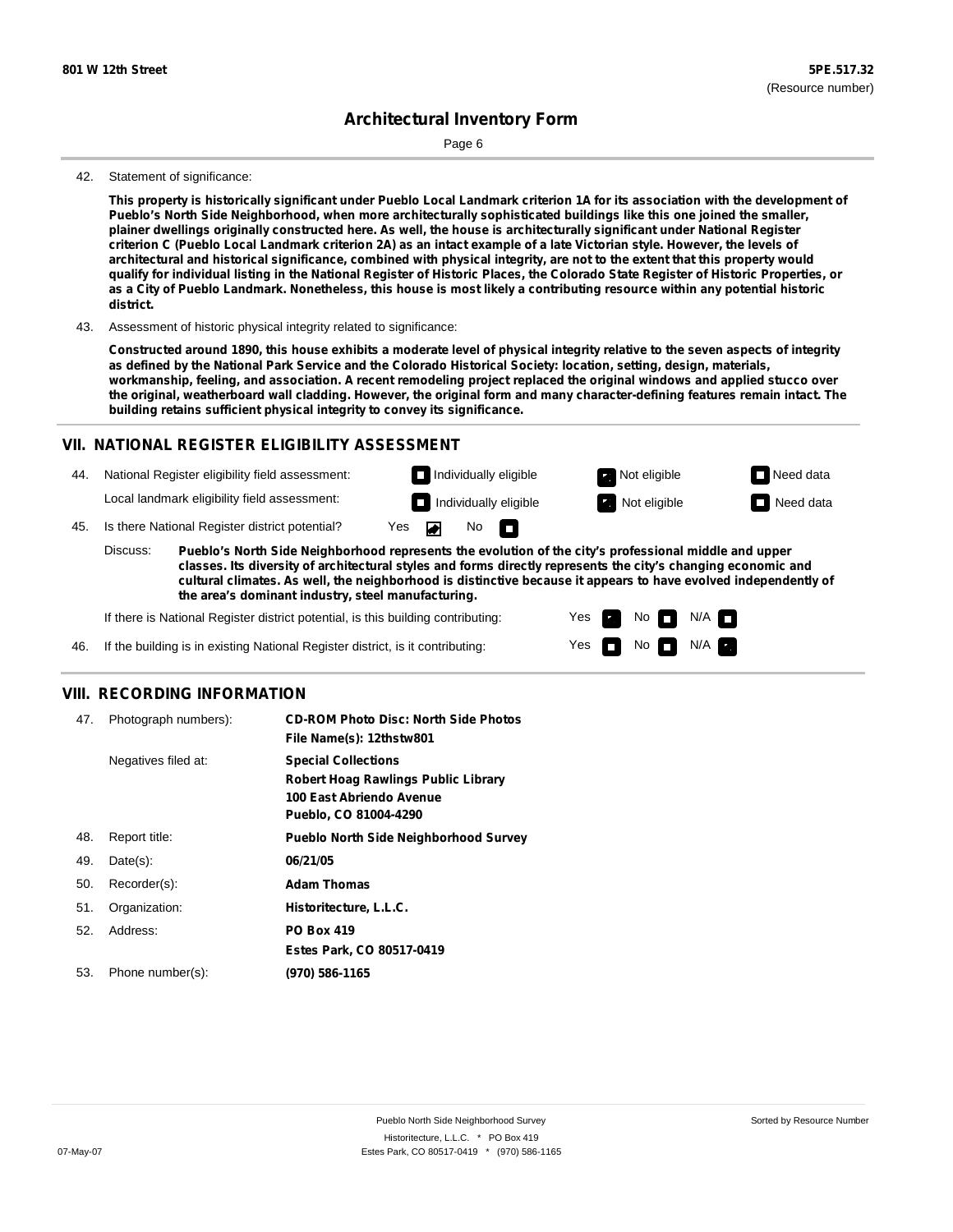801 W 12th Street

**5PE.517.32**
(Resource number)

# Architectural Inventory Form

42. Statement of significance:

**This property is historically significant under Pueblo Local Landmark criterion 1A for its association with the development of Pueblo's North Side Neighborhood, when more architecturally sophisticated buildings like this one joined the smaller, plainer dwellings originally constructed here. As well, the house is architecturally significant under National Register criterion C (Pueblo Local Landmark criterion 2A) as an intact example of a late Victorian style. However, the levels of architectural and historical significance, combined with physical integrity, are not to the extent that this property would qualify for individual listing in the National Register of Historic Places, the Colorado State Register of Historic Properties, or as a City of Pueblo Landmark. Nonetheless, this house is most likely a contributing resource within any potential historic district.**

43. Assessment of historic physical integrity related to significance:

**Constructed around 1890, this house exhibits a moderate level of physical integrity relative to the seven aspects of integrity as defined by the National Park Service and the Colorado Historical Society: location, setting, design, materials, workmanship, feeling, and association. A recent remodeling project replaced the original windows and applied stucco over the original, weatherboard wall cladding. However, the original form and many character-defining features remain intact. The building retains sufficient physical integrity to convey its significance.**

## VII. NATIONAL REGISTER ELIGIBILITY ASSESSMENT

44. National Register eligibility field assessment: ☐ Individually eligible ☑ Not eligible ☐ Need data

Local landmark eligibility field assessment: ☐ Individually eligible ☑ Not eligible ☐ Need data

45. Is there National Register district potential? Yes ☑ No ☐

Discuss: **Pueblo's North Side Neighborhood represents the evolution of the city's professional middle and upper classes. Its diversity of architectural styles and forms directly represents the city's changing economic and cultural climates. As well, the neighborhood is distinctive because it appears to have evolved independently of the area's dominant industry, steel manufacturing.**

If there is National Register district potential, is this building contributing: Yes ☑ No ☐ N/A ☐

46. If the building is in existing National Register district, is it contributing: Yes ☐ No ☐ N/A ☑

## VIII. RECORDING INFORMATION

| | | |
|---|---|---|
| 47. | Photograph numbers): | **CD-ROM Photo Disc: North Side Photos**<br>**File Name(s): 12thstw801** |
| | Negatives filed at: | **Special Collections**<br>**Robert Hoag Rawlings Public Library**<br>**100 East Abriendo Avenue**<br>**Pueblo, CO 81004-4290** |
| 48. | Report title: | **Pueblo North Side Neighborhood Survey** |
| 49. | Date(s): | **06/21/05** |
| 50. | Recorder(s): | **Adam Thomas** |
| 51. | Organization: | **Historitecture, L.L.C.** |
| 52. | Address: | **PO Box 419**<br>**Estes Park, CO 80517-0419** |
| 53. | Phone number(s): | **(970) 586-1165** |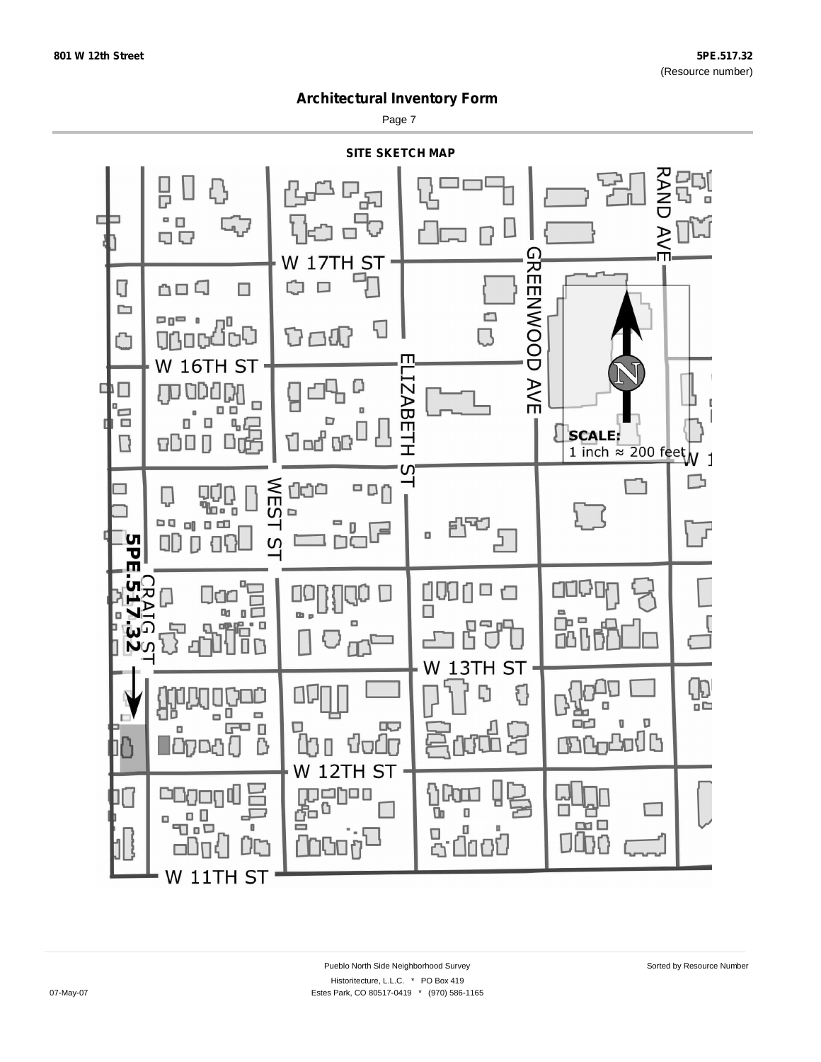801 W 12th Street

5PE.517.32
(Resource number)

## Architectural Inventory Form

Page 7

### SITE SKETCH MAP

W 17TH ST

RAND AVE

GREENWOOD AVE

W 16TH ST

ELIZABETH ST

SCALE:
1 inch ≈ 200 feet

WEST ST

5PE.517.32

CRAIG ST

W 13TH ST

W 12TH ST

W 11TH ST

Pueblo North Side Neighborhood Survey

Sorted by Resource Number

Historitecture, L.L.C. * PO Box 419

07-May-07

Estes Park, CO 80517-0419 * (970) 586-1165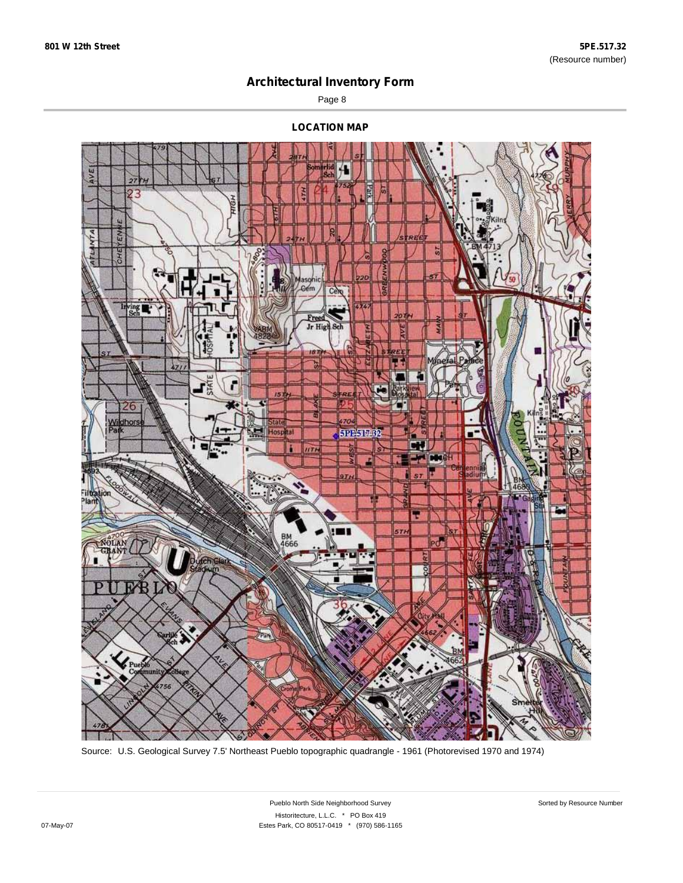## Architectural Inventory Form

### LOCATION MAP

Source: U.S. Geological Survey 7.5' Northeast Pueblo topographic quadrangle - 1961 (Photorevised 1970 and 1974)